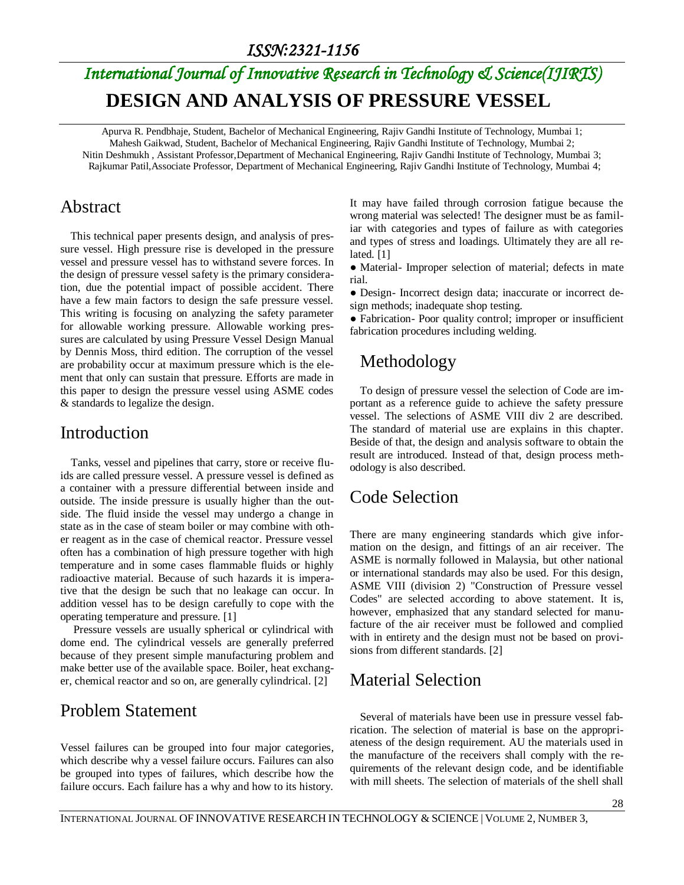# DESIGN AND ANALYSIS OF PRESSURE VESSEL

Apurva R. Pendbhaje, Student, Bachelor of Mechanical Engineering, Rajiv Gandhi Institute of Technology, Mumbai 1;
Mahesh Gaikwad, Student, Bachelor of Mechanical Engineering, Rajiv Gandhi Institute of Technology, Mumbai 2;
Nitin Deshmukh , Assistant Professor,Department of Mechanical Engineering, Rajiv Gandhi Institute of Technology, Mumbai 3;
Rajkumar Patil,Associate Professor, Department of Mechanical Engineering, Rajiv Gandhi Institute of Technology, Mumbai 4;

## Abstract

This technical paper presents design, and analysis of pressure vessel. High pressure rise is developed in the pressure vessel and pressure vessel has to withstand severe forces. In the design of pressure vessel safety is the primary consideration, due the potential impact of possible accident. There have a few main factors to design the safe pressure vessel. This writing is focusing on analyzing the safety parameter for allowable working pressure. Allowable working pressures are calculated by using Pressure Vessel Design Manual by Dennis Moss, third edition. The corruption of the vessel are probability occur at maximum pressure which is the element that only can sustain that pressure. Efforts are made in this paper to design the pressure vessel using ASME codes & standards to legalize the design.

## Introduction

Tanks, vessel and pipelines that carry, store or receive fluids are called pressure vessel. A pressure vessel is defined as a container with a pressure differential between inside and outside. The inside pressure is usually higher than the outside. The fluid inside the vessel may undergo a change in state as in the case of steam boiler or may combine with other reagent as in the case of chemical reactor. Pressure vessel often has a combination of high pressure together with high temperature and in some cases flammable fluids or highly radioactive material. Because of such hazards it is imperative that the design be such that no leakage can occur. In addition vessel has to be design carefully to cope with the operating temperature and pressure. [1]

Pressure vessels are usually spherical or cylindrical with dome end. The cylindrical vessels are generally preferred because of they present simple manufacturing problem and make better use of the available space. Boiler, heat exchanger, chemical reactor and so on, are generally cylindrical. [2]

## Problem Statement

Vessel failures can be grouped into four major categories, which describe why a vessel failure occurs. Failures can also be grouped into types of failures, which describe how the failure occurs. Each failure has a why and how to its history. It may have failed through corrosion fatigue because the wrong material was selected! The designer must be as familiar with categories and types of failure as with categories and types of stress and loadings. Ultimately they are all related. [1]

- Material- Improper selection of material; defects in material.
- Design- Incorrect design data; inaccurate or incorrect design methods; inadequate shop testing.
- Fabrication- Poor quality control; improper or insufficient fabrication procedures including welding.

## Methodology

To design of pressure vessel the selection of Code are important as a reference guide to achieve the safety pressure vessel. The selections of ASME VIII div 2 are described. The standard of material use are explains in this chapter. Beside of that, the design and analysis software to obtain the result are introduced. Instead of that, design process methodology is also described.

## Code Selection

There are many engineering standards which give information on the design, and fittings of an air receiver. The ASME is normally followed in Malaysia, but other national or international standards may also be used. For this design, ASME VIII (division 2) "Construction of Pressure vessel Codes" are selected according to above statement. It is, however, emphasized that any standard selected for manufacture of the air receiver must be followed and complied with in entirety and the design must not be based on provisions from different standards. [2]

## Material Selection

Several of materials have been use in pressure vessel fabrication. The selection of material is base on the appropriateness of the design requirement. AU the materials used in the manufacture of the receivers shall comply with the requirements of the relevant design code, and be identifiable with mill sheets. The selection of materials of the shell shall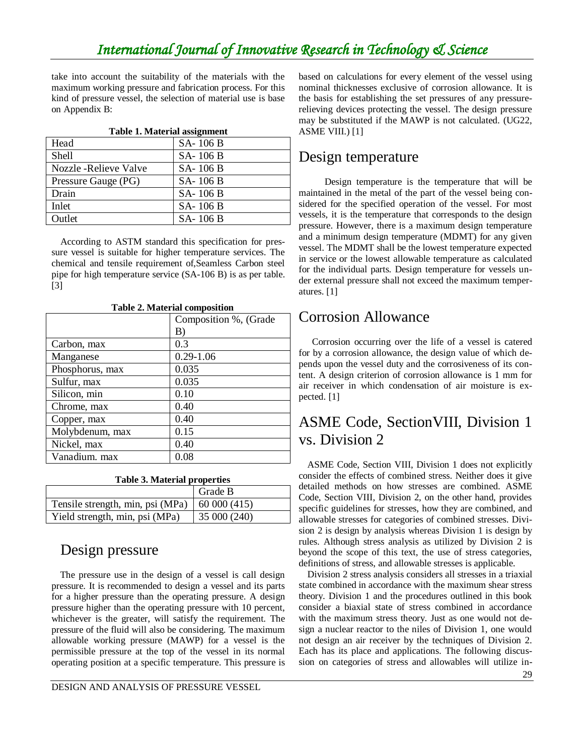take into account the suitability of the materials with the maximum working pressure and fabrication process. For this kind of pressure vessel, the selection of material use is base on Appendix B:

**Table 1. Material assignment**

| | |
|---|---|
| Head | SA- 106 B |
| Shell | SA- 106 B |
| Nozzle -Relieve Valve | SA- 106 B |
| Pressure Gauge (PG) | SA- 106 B |
| Drain | SA- 106 B |
| Inlet | SA- 106 B |
| Outlet | SA- 106 B |

According to ASTM standard this specification for pressure vessel is suitable for higher temperature services. The chemical and tensile requirement of,Seamless Carbon steel pipe for high temperature service (SA-106 B) is as per table. [3]

**Table 2. Material composition**

| | Composition %, (Grade B) |
|---|---|
| Carbon, max | 0.3 |
| Manganese | 0.29-1.06 |
| Phosphorus, max | 0.035 |
| Sulfur, max | 0.035 |
| Silicon, min | 0.10 |
| Chrome, max | 0.40 |
| Copper, max | 0.40 |
| Molybdenum, max | 0.15 |
| Nickel, max | 0.40 |
| Vanadium. max | 0.08 |

**Table 3. Material properties**

| | Grade B |
|---|---|
| Tensile strength, min, psi (MPa) | 60 000 (415) |
| Yield strength, min, psi (MPa) | 35 000 (240) |

## Design pressure

The pressure use in the design of a vessel is call design pressure. It is recommended to design a vessel and its parts for a higher pressure than the operating pressure. A design pressure higher than the operating pressure with 10 percent, whichever is the greater, will satisfy the requirement. The pressure of the fluid will also be considering. The maximum allowable working pressure (MAWP) for a vessel is the permissible pressure at the top of the vessel in its normal operating position at a specific temperature. This pressure is based on calculations for every element of the vessel using nominal thicknesses exclusive of corrosion allowance. It is the basis for establishing the set pressures of any pressure-relieving devices protecting the vessel. The design pressure may be substituted if the MAWP is not calculated. (UG22, ASME VIII.) [1]

## Design temperature

Design temperature is the temperature that will be maintained in the metal of the part of the vessel being considered for the specified operation of the vessel. For most vessels, it is the temperature that corresponds to the design pressure. However, there is a maximum design temperature and a minimum design temperature (MDMT) for any given vessel. The MDMT shall be the lowest temperature expected in service or the lowest allowable temperature as calculated for the individual parts. Design temperature for vessels under external pressure shall not exceed the maximum temperatures. [1]

## Corrosion Allowance

Corrosion occurring over the life of a vessel is catered for by a corrosion allowance, the design value of which depends upon the vessel duty and the corrosiveness of its content. A design criterion of corrosion allowance is 1 mm for air receiver in which condensation of air moisture is expected. [1]

## ASME Code, SectionVIII, Division 1 vs. Division 2

ASME Code, Section VIII, Division 1 does not explicitly consider the effects of combined stress. Neither does it give detailed methods on how stresses are combined. ASME Code, Section VIII, Division 2, on the other hand, provides specific guidelines for stresses, how they are combined, and allowable stresses for categories of combined stresses. Division 2 is design by analysis whereas Division 1 is design by rules. Although stress analysis as utilized by Division 2 is beyond the scope of this text, the use of stress categories, definitions of stress, and allowable stresses is applicable.

Division 2 stress analysis considers all stresses in a triaxial state combined in accordance with the maximum shear stress theory. Division 1 and the procedures outlined in this book consider a biaxial state of stress combined in accordance with the maximum stress theory. Just as one would not design a nuclear reactor to the niles of Division 1, one would not design an air receiver by the techniques of Division 2. Each has its place and applications. The following discussion on categories of stress and allowables will utilize in-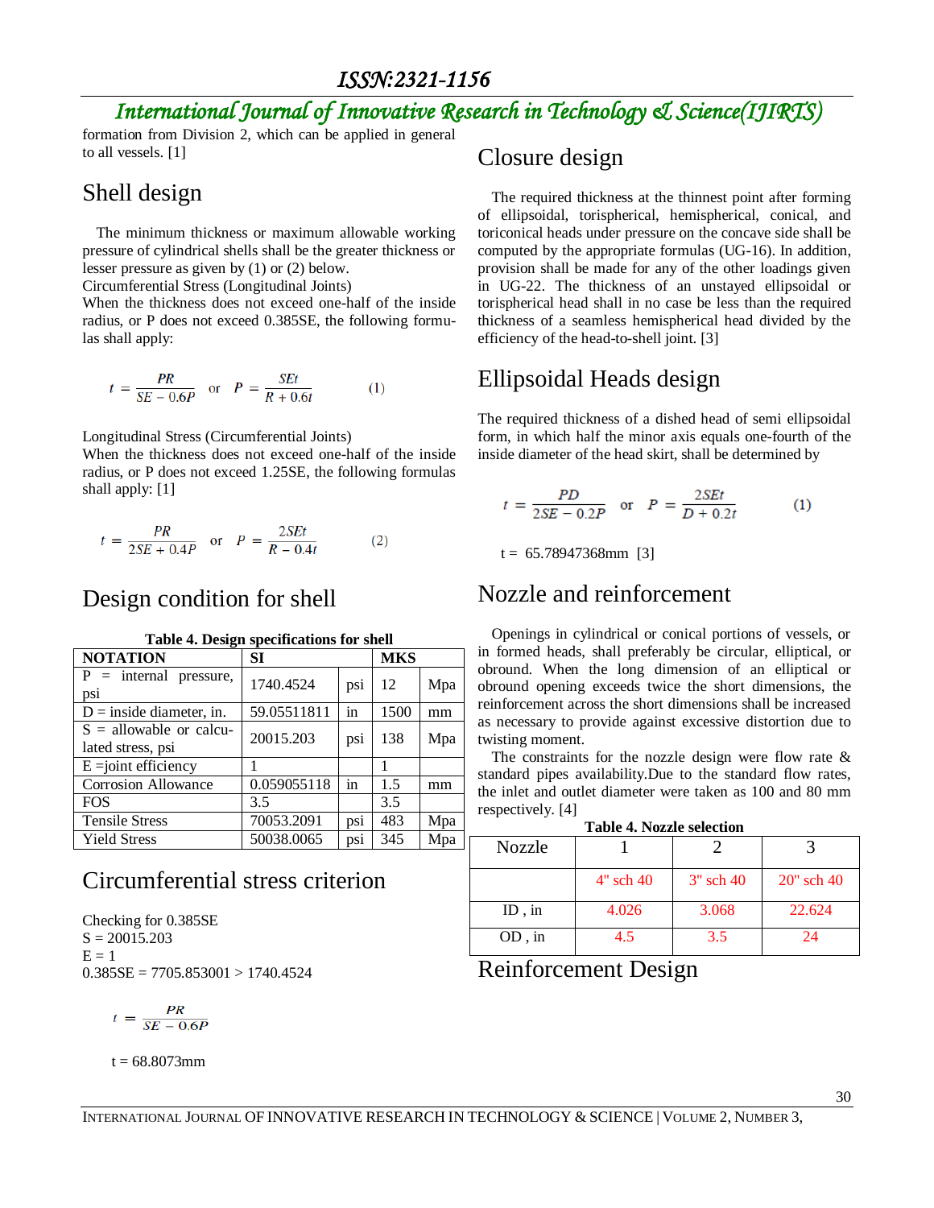formation from Division 2, which can be applied in general to all vessels. [1]

## Shell design

The minimum thickness or maximum allowable working pressure of cylindrical shells shall be the greater thickness or lesser pressure as given by (1) or (2) below.
Circumferential Stress (Longitudinal Joints)
When the thickness does not exceed one-half of the inside radius, or P does not exceed 0.385SE, the following formulas shall apply:

$$t = \frac{PR}{SE - 0.6P} \quad \text{or} \quad P = \frac{SEt}{R + 0.6t} \qquad (1)$$

Longitudinal Stress (Circumferential Joints)
When the thickness does not exceed one-half of the inside radius, or P does not exceed 1.25SE, the following formulas shall apply: [1]

$$t = \frac{PR}{2SE + 0.4P} \quad \text{or} \quad P = \frac{2SEt}{R - 0.4t} \qquad (2)$$

## Design condition for shell

**Table 4. Design specifications for shell**

| NOTATION | SI | | MKS | |
|---|---|---|---|---|
| P = internal pressure, psi | 1740.4524 | psi | 12 | Mpa |
| D = inside diameter, in. | 59.05511811 | in | 1500 | mm |
| S = allowable or calculated stress, psi | 20015.203 | psi | 138 | Mpa |
| E =joint efficiency | 1 | | 1 | |
| Corrosion Allowance | 0.059055118 | in | 1.5 | mm |
| FOS | 3.5 | | 3.5 | |
| Tensile Stress | 70053.2091 | psi | 483 | Mpa |
| Yield Stress | 50038.0065 | psi | 345 | Mpa |

## Circumferential stress criterion

Checking for 0.385SE
S = 20015.203
E = 1
0.385SE = 7705.853001 > 1740.4524

$$t = \frac{PR}{SE - 0.6P}$$

t = 68.8073mm

## Closure design

The required thickness at the thinnest point after forming of ellipsoidal, torispherical, hemispherical, conical, and toriconical heads under pressure on the concave side shall be computed by the appropriate formulas (UG-16). In addition, provision shall be made for any of the other loadings given in UG-22. The thickness of an unstayed ellipsoidal or torispherical head shall in no case be less than the required thickness of a seamless hemispherical head divided by the efficiency of the head-to-shell joint. [3]

## Ellipsoidal Heads design

The required thickness of a dished head of semi ellipsoidal form, in which half the minor axis equals one-fourth of the inside diameter of the head skirt, shall be determined by

$$t = \frac{PD}{2SE - 0.2P} \quad \text{or} \quad P = \frac{2SEt}{D + 0.2t} \qquad (1)$$

t = 65.78947368mm [3]

## Nozzle and reinforcement

Openings in cylindrical or conical portions of vessels, or in formed heads, shall preferably be circular, elliptical, or obround. When the long dimension of an elliptical or obround opening exceeds twice the short dimensions, the reinforcement across the short dimensions shall be increased as necessary to provide against excessive distortion due to twisting moment.

The constraints for the nozzle design were flow rate & standard pipes availability.Due to the standard flow rates, the inlet and outlet diameter were taken as 100 and 80 mm respectively. [4]

**Table 4. Nozzle selection**

| Nozzle | 1 | 2 | 3 |
|---|---|---|---|
| | 4" sch 40 | 3" sch 40 | 20" sch 40 |
| ID , in | 4.026 | 3.068 | 22.624 |
| OD , in | 4.5 | 3.5 | 24 |

## Reinforcement Design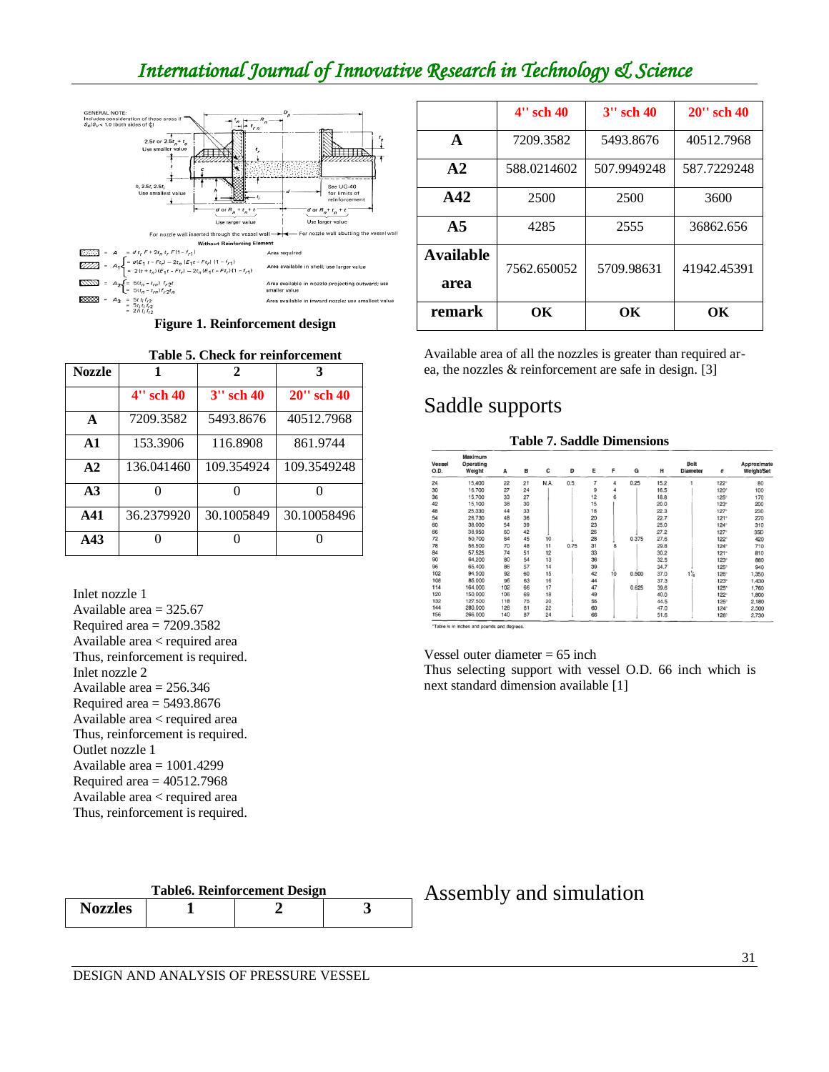GENERAL NOTE: Includes consideration of these areas if $S_n/S_v < 1.0$ (both sides of ℄)

Figure 1. Reinforcement design

**Table 5. Check for reinforcement**

| Nozzle | 1 | 2 | 3 |
|---|---|---|---|
| | 4'' sch 40 | 3'' sch 40 | 20'' sch 40 |
| A | 7209.3582 | 5493.8676 | 40512.7968 |
| A1 | 153.3906 | 116.8908 | 861.9744 |
| A2 | 136.041460 | 109.354924 | 109.3549248 |
| A3 | 0 | 0 | 0 |
| A41 | 36.2379920 | 30.1005849 | 30.10058496 |
| A43 | 0 | 0 | 0 |

Inlet nozzle 1
Available area = 325.67
Required area = 7209.3582
Available area < required area
Thus, reinforcement is required.
Inlet nozzle 2
Available area = 256.346
Required area = 5493.8676
Available area < required area
Thus, reinforcement is required.
Outlet nozzle 1
Available area = 1001.4299
Required area = 40512.7968
Available area < required area
Thus, reinforcement is required.

**Table6. Reinforcement Design**

| Nozzles | 1 | 2 | 3 |
|---|---|---|---|
| | 4'' sch 40 | 3'' sch 40 | 20'' sch 40 |
| A | 7209.3582 | 5493.8676 | 40512.7968 |
| A2 | 588.0214602 | 507.9949248 | 587.7229248 |
| A42 | 2500 | 2500 | 3600 |
| A5 | 4285 | 2555 | 36862.656 |
| Available area | 7562.650052 | 5709.98631 | 41942.45391 |
| remark | OK | OK | OK |

Available area of all the nozzles is greater than required area, the nozzles & reinforcement are safe in design. [3]

## Saddle supports

**Table 7. Saddle Dimensions**

| Vessel O.D. | Maximum Operating Weight | A | B | C | D | E | F | G | H | Bolt Diameter | θ | Approximate Weight/Set |
|---|---|---|---|---|---|---|---|---|---|---|---|---|
| 24 | 15,400 | 22 | 21 | N.A. | 0.5 | 7 | 4 | 0.25 | 15.2 | 1 | 122° | 80 |
| 30 | 16,700 | 27 | 24 | | | 9 | 4 | | 16.5 | | 120° | 100 |
| 36 | 15,700 | 33 | 27 | | | 12 | 6 | | 18.8 | | 125° | 170 |
| 42 | 15,100 | 38 | 30 | | | 15 | | | 20.0 | | 123° | 200 |
| 48 | 25,330 | 44 | 33 | | | 18 | | | 22.3 | | 127° | 230 |
| 54 | 28,730 | 48 | 36 | | | 20 | | | 22.7 | | 121° | 270 |
| 60 | 38,000 | 54 | 39 | | | 23 | | | 25.0 | | 124° | 310 |
| 66 | 38,950 | 60 | 42 | | | 26 | | | 27.2 | | 127° | 350 |
| 72 | 50,700 | 64 | 45 | 10 | | 28 | | 0.375 | 27.6 | | 122° | 420 |
| 78 | 56,500 | 70 | 48 | 11 | 0.75 | 31 | 8 | | 29.8 | | 124° | 710 |
| 84 | 57,525 | 74 | 51 | 12 | | 33 | | | 30.2 | | 121° | 810 |
| 90 | 64,200 | 80 | 54 | 13 | | 36 | | | 32.5 | | 123° | 880 |
| 96 | 65,400 | 86 | 57 | 14 | | 39 | | | 34.7 | | 125° | 940 |
| 102 | 94,500 | 92 | 60 | 15 | | 42 | 10 | 0.500 | 37.0 | $1\frac{1}{4}$ | 126° | 1,350 |
| 108 | 85,000 | 96 | 63 | 16 | | 44 | | | 37.3 | | 123° | 1,430 |
| 114 | 164,000 | 102 | 66 | 17 | | 47 | | 0.625 | 39.6 | | 125° | 1,760 |
| 120 | 150,000 | 106 | 69 | 18 | | 49 | | | 40.0 | | 122° | 1,800 |
| 132 | 127,500 | 118 | 75 | 20 | | 55 | | | 44.5 | | 125° | 2,180 |
| 144 | 280,000 | 128 | 81 | 22 | | 60 | | | 47.0 | | 124° | 2,500 |
| 156 | 266,000 | 140 | 87 | 24 | | 66 | | | 51.6 | | 126° | 2,730 |

*Table is in inches and pounds and degrees.

Vessel outer diameter = 65 inch
Thus selecting support with vessel O.D. 66 inch which is next standard dimension available [1]

## Assembly and simulation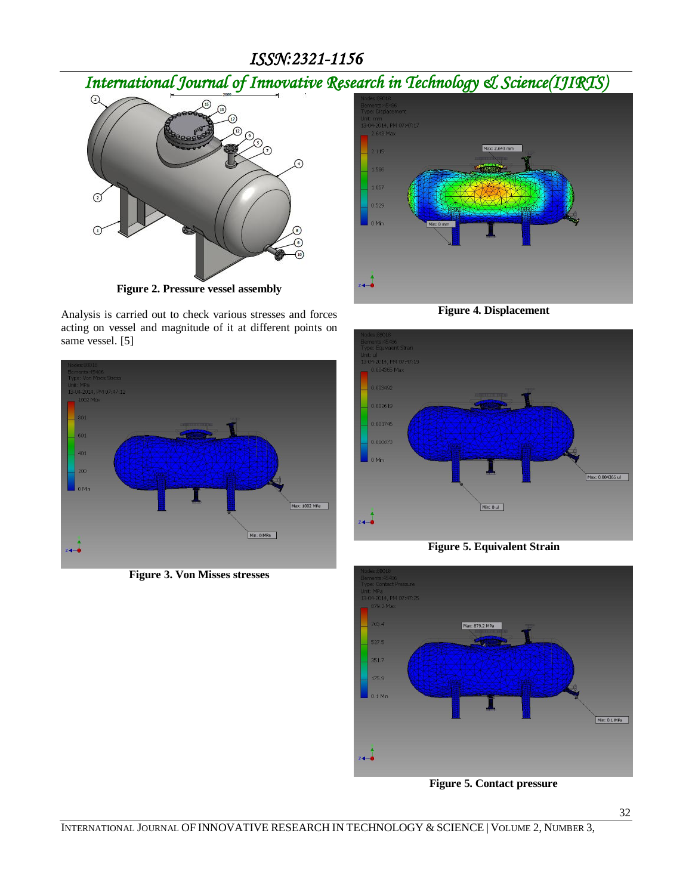Figure 2. Pressure vessel assembly

Analysis is carried out to check various stresses and forces acting on vessel and magnitude of it at different points on same vessel. [5]

Figure 3. Von Misses stresses

Figure 4. Displacement

Figure 5. Equivalent Strain

Figure 5. Contact pressure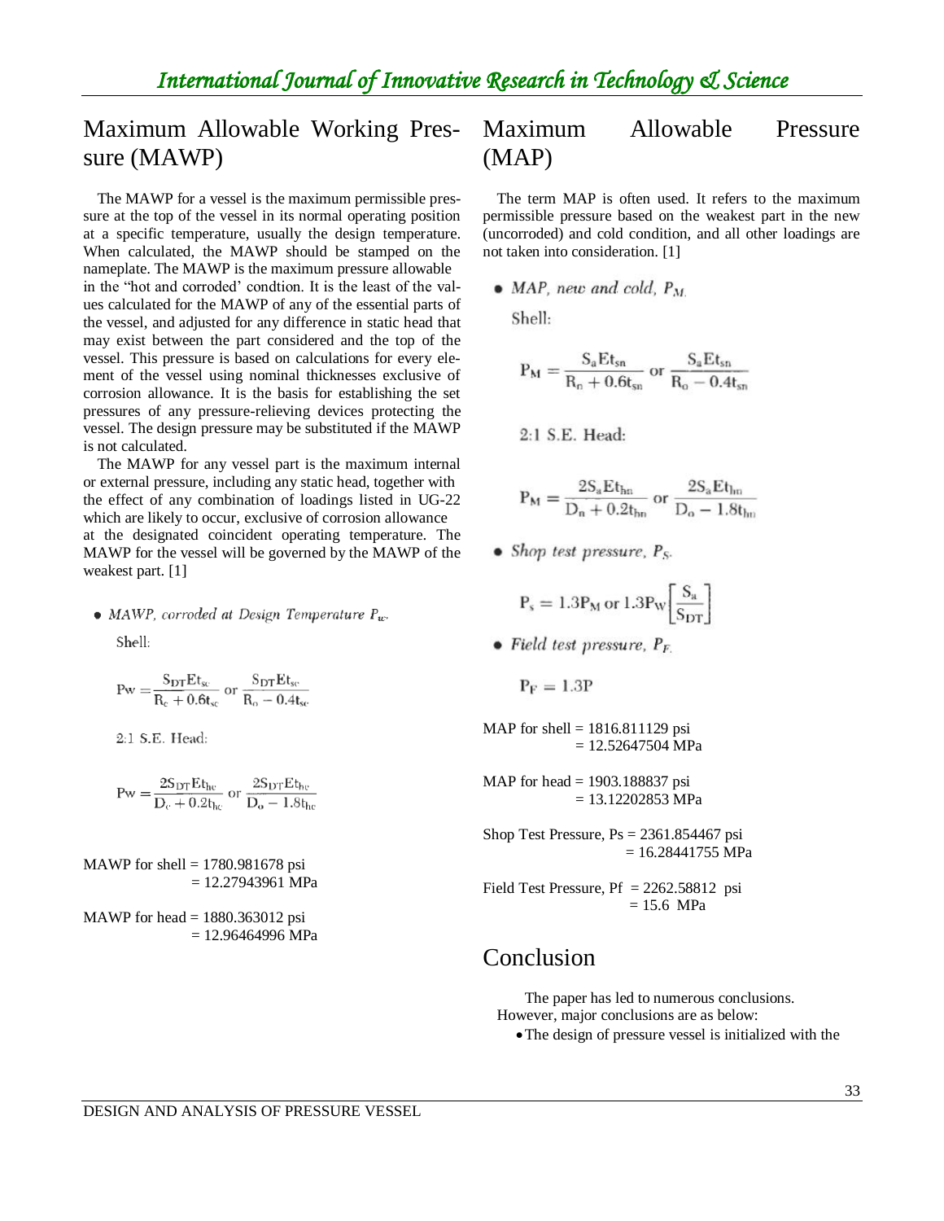## Maximum Allowable Working Pressure (MAWP)

The MAWP for a vessel is the maximum permissible pressure at the top of the vessel in its normal operating position at a specific temperature, usually the design temperature. When calculated, the MAWP should be stamped on the nameplate. The MAWP is the maximum pressure allowable in the "hot and corroded' condtion. It is the least of the values calculated for the MAWP of any of the essential parts of the vessel, and adjusted for any difference in static head that may exist between the part considered and the top of the vessel. This pressure is based on calculations for every element of the vessel using nominal thicknesses exclusive of corrosion allowance. It is the basis for establishing the set pressures of any pressure-relieving devices protecting the vessel. The design pressure may be substituted if the MAWP is not calculated.

The MAWP for any vessel part is the maximum internal or external pressure, including any static head, together with the effect of any combination of loadings listed in UG-22 which are likely to occur, exclusive of corrosion allowance at the designated coincident operating temperature. The MAWP for the vessel will be governed by the MAWP of the weakest part. [1]

- *MAWP, corroded at Design Temperature $P_w$.*

Shell:

$$Pw = \frac{S_{DT}Et_{sc}}{R_c + 0.6t_{sc}} \text{ or } \frac{S_{DT}Et_{sc}}{R_o - 0.4t_{sc}}$$

2:1 S.E. Head:

$$Pw = \frac{2S_{DT}Et_{hc}}{D_c + 0.2t_{hc}} \text{ or } \frac{2S_{DT}Et_{hc}}{D_o - 1.8t_{hc}}$$

MAWP for shell = 1780.981678 psi
= 12.27943961 MPa

MAWP for head = 1880.363012 psi
= 12.96464996 MPa

## Maximum Allowable Pressure (MAP)

The term MAP is often used. It refers to the maximum permissible pressure based on the weakest part in the new (uncorroded) and cold condition, and all other loadings are not taken into consideration. [1]

- *MAP, new and cold, $P_M$.*

Shell:

$$P_M = \frac{S_aEt_{sn}}{R_n + 0.6t_{sn}} \text{ or } \frac{S_aEt_{sn}}{R_o - 0.4t_{sn}}$$

2:1 S.E. Head:

$$P_M = \frac{2S_aEt_{hn}}{D_n + 0.2t_{hn}} \text{ or } \frac{2S_aEt_{hn}}{D_o - 1.8t_{hn}}$$

- *Shop test pressure, $P_S$.*

$$P_s = 1.3P_M \text{ or } 1.3P_W\left[\frac{S_a}{S_{DT}}\right]$$

- *Field test pressure, $P_F$.*

$$P_F = 1.3P$$

MAP for shell = 1816.811129 psi
= 12.52647504 MPa

MAP for head = 1903.188837 psi
= 13.12202853 MPa

Shop Test Pressure, Ps = 2361.854467 psi
= 16.28441755 MPa

Field Test Pressure, Pf = 2262.58812 psi
= 15.6 MPa

## Conclusion

The paper has led to numerous conclusions. However, major conclusions are as below:

- The design of pressure vessel is initialized with the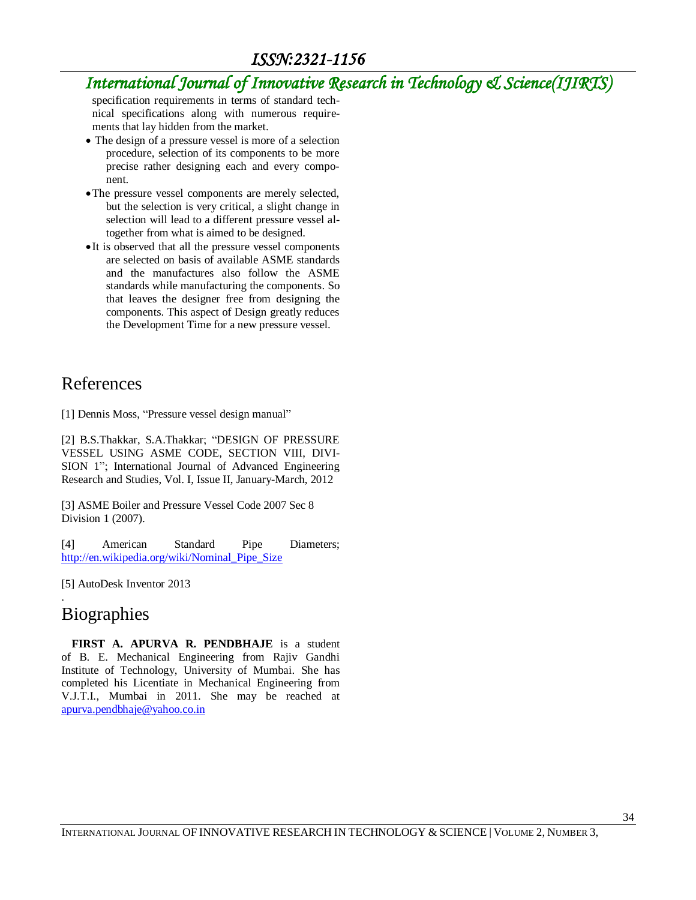specification requirements in terms of standard technical specifications along with numerous requirements that lay hidden from the market.

- The design of a pressure vessel is more of a selection procedure, selection of its components to be more precise rather designing each and every component.
- The pressure vessel components are merely selected, but the selection is very critical, a slight change in selection will lead to a different pressure vessel altogether from what is aimed to be designed.
- It is observed that all the pressure vessel components are selected on basis of available ASME standards and the manufactures also follow the ASME standards while manufacturing the components. So that leaves the designer free from designing the components. This aspect of Design greatly reduces the Development Time for a new pressure vessel.

# References

[1] Dennis Moss, "Pressure vessel design manual"

[2] B.S.Thakkar, S.A.Thakkar; "DESIGN OF PRESSURE VESSEL USING ASME CODE, SECTION VIII, DIVISION 1"; International Journal of Advanced Engineering Research and Studies, Vol. I, Issue II, January-March, 2012

[3] ASME Boiler and Pressure Vessel Code 2007 Sec 8 Division 1 (2007).

[4] American Standard Pipe Diameters; http://en.wikipedia.org/wiki/Nominal_Pipe_Size

[5] AutoDesk Inventor 2013

.

# Biographies

**FIRST A. APURVA R. PENDBHAJE** is a student of B. E. Mechanical Engineering from Rajiv Gandhi Institute of Technology, University of Mumbai. She has completed his Licentiate in Mechanical Engineering from V.J.T.I., Mumbai in 2011. She may be reached at apurva.pendbhaje@yahoo.co.in